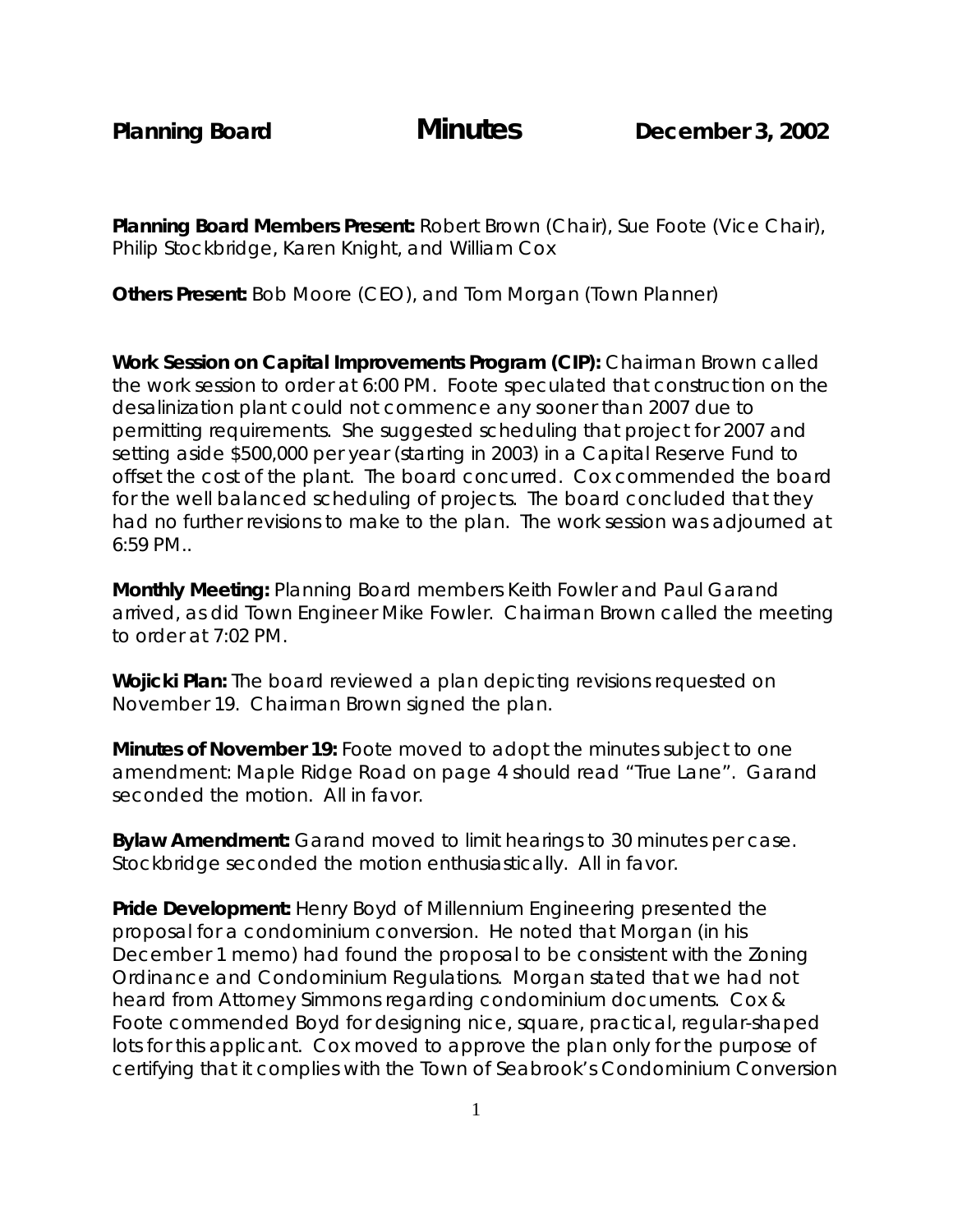**Planning Board** **Minutes** **December 3, 2002**

**Planning Board Members Present:** Robert Brown (Chair), Sue Foote (Vice Chair), Philip Stockbridge, Karen Knight, and William Cox

**Others Present:** Bob Moore (CEO), and Tom Morgan (Town Planner)

**Work Session on Capital Improvements Program (CIP):** Chairman Brown called the work session to order at 6:00 PM. Foote speculated that construction on the desalinization plant could not commence any sooner than 2007 due to permitting requirements. She suggested scheduling that project for 2007 and setting aside $500,000 per year (starting in 2003) in a Capital Reserve Fund to offset the cost of the plant. The board concurred. Cox commended the board for the well balanced scheduling of projects. The board concluded that they had no further revisions to make to the plan. The work session was adjourned at 6:59 PM..

**Monthly Meeting:** Planning Board members Keith Fowler and Paul Garand arrived, as did Town Engineer Mike Fowler. Chairman Brown called the meeting to order at 7:02 PM.

**Wojicki Plan:** The board reviewed a plan depicting revisions requested on November 19. Chairman Brown signed the plan.

**Minutes of November 19:** Foote moved to adopt the minutes subject to one amendment: Maple Ridge Road on page 4 should read "True Lane". Garand seconded the motion. All in favor.

**Bylaw Amendment:** Garand moved to limit hearings to 30 minutes per case. Stockbridge seconded the motion enthusiastically. All in favor.

**Pride Development:** Henry Boyd of Millennium Engineering presented the proposal for a condominium conversion. He noted that Morgan (in his December 1 memo) had found the proposal to be consistent with the Zoning Ordinance and Condominium Regulations. Morgan stated that we had not heard from Attorney Simmons regarding condominium documents. Cox & Foote commended Boyd for designing nice, square, practical, regular-shaped lots for this applicant. Cox moved to approve the plan only for the purpose of certifying that it complies with the Town of Seabrook's Condominium Conversion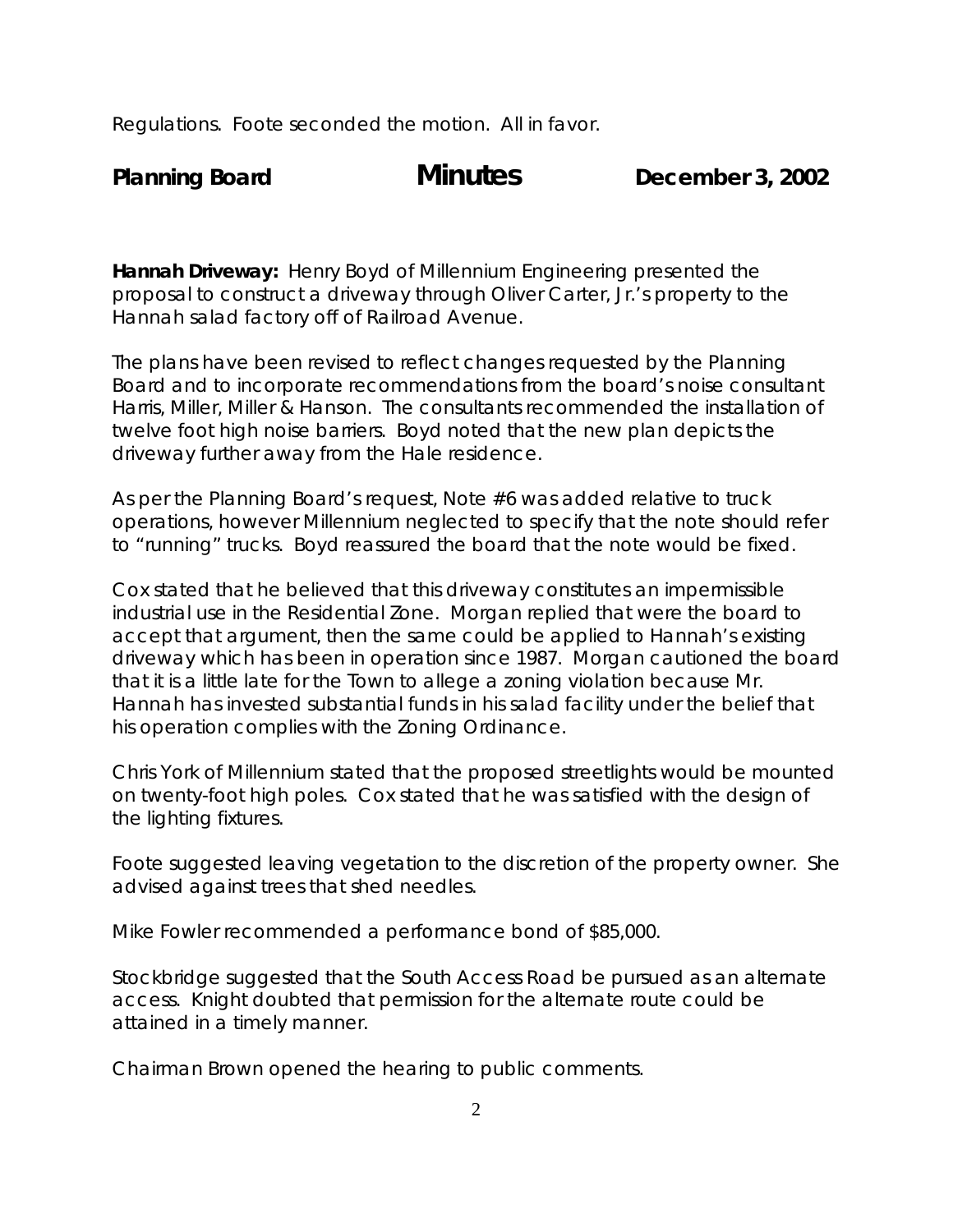Regulations. Foote seconded the motion. All in favor.

**Planning Board** **Minutes** **December 3, 2002**

**Hannah Driveway:** Henry Boyd of Millennium Engineering presented the proposal to construct a driveway through Oliver Carter, Jr.'s property to the Hannah salad factory off of Railroad Avenue.

The plans have been revised to reflect changes requested by the Planning Board and to incorporate recommendations from the board's noise consultant Harris, Miller, Miller & Hanson. The consultants recommended the installation of twelve foot high noise barriers. Boyd noted that the new plan depicts the driveway further away from the Hale residence.

As per the Planning Board's request, Note #6 was added relative to truck operations, however Millennium neglected to specify that the note should refer to "running" trucks. Boyd reassured the board that the note would be fixed.

Cox stated that he believed that this driveway constitutes an impermissible industrial use in the Residential Zone. Morgan replied that were the board to accept that argument, then the same could be applied to Hannah's existing driveway which has been in operation since 1987. Morgan cautioned the board that it is a little late for the Town to allege a zoning violation because Mr. Hannah has invested substantial funds in his salad facility under the belief that his operation complies with the Zoning Ordinance.

Chris York of Millennium stated that the proposed streetlights would be mounted on twenty-foot high poles. Cox stated that he was satisfied with the design of the lighting fixtures.

Foote suggested leaving vegetation to the discretion of the property owner. She advised against trees that shed needles.

Mike Fowler recommended a performance bond of $85,000.

Stockbridge suggested that the South Access Road be pursued as an alternate access. Knight doubted that permission for the alternate route could be attained in a timely manner.

Chairman Brown opened the hearing to public comments.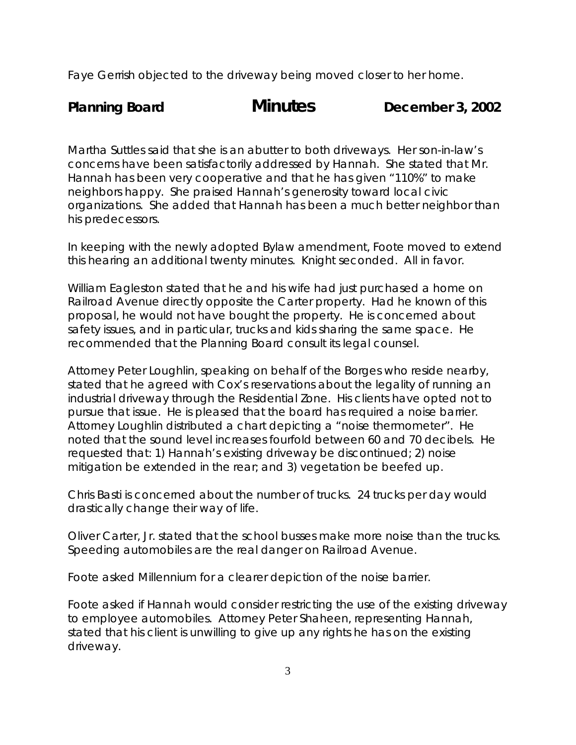Faye Gerrish objected to the driveway being moved closer to her home.

Martha Suttles said that she is an abutter to both driveways. Her son-in-law's concerns have been satisfactorily addressed by Hannah. She stated that Mr. Hannah has been very cooperative and that he has given "110%" to make neighbors happy. She praised Hannah's generosity toward local civic organizations. She added that Hannah has been a much better neighbor than his predecessors.

In keeping with the newly adopted Bylaw amendment, Foote moved to extend this hearing an additional twenty minutes. Knight seconded. All in favor.

William Eagleston stated that he and his wife had just purchased a home on Railroad Avenue directly opposite the Carter property. Had he known of this proposal, he would not have bought the property. He is concerned about safety issues, and in particular, trucks and kids sharing the same space. He recommended that the Planning Board consult its legal counsel.

Attorney Peter Loughlin, speaking on behalf of the Borges who reside nearby, stated that he agreed with Cox's reservations about the legality of running an industrial driveway through the Residential Zone. His clients have opted not to pursue that issue. He is pleased that the board has required a noise barrier. Attorney Loughlin distributed a chart depicting a "noise thermometer". He noted that the sound level increases fourfold between 60 and 70 decibels. He requested that: 1) Hannah's existing driveway be discontinued; 2) noise mitigation be extended in the rear; and 3) vegetation be beefed up.

Chris Basti is concerned about the number of trucks. 24 trucks per day would drastically change their way of life.

Oliver Carter, Jr. stated that the school busses make more noise than the trucks. Speeding automobiles are the real danger on Railroad Avenue.

Foote asked Millennium for a clearer depiction of the noise barrier.

Foote asked if Hannah would consider restricting the use of the existing driveway to employee automobiles. Attorney Peter Shaheen, representing Hannah, stated that his client is unwilling to give up any rights he has on the existing driveway.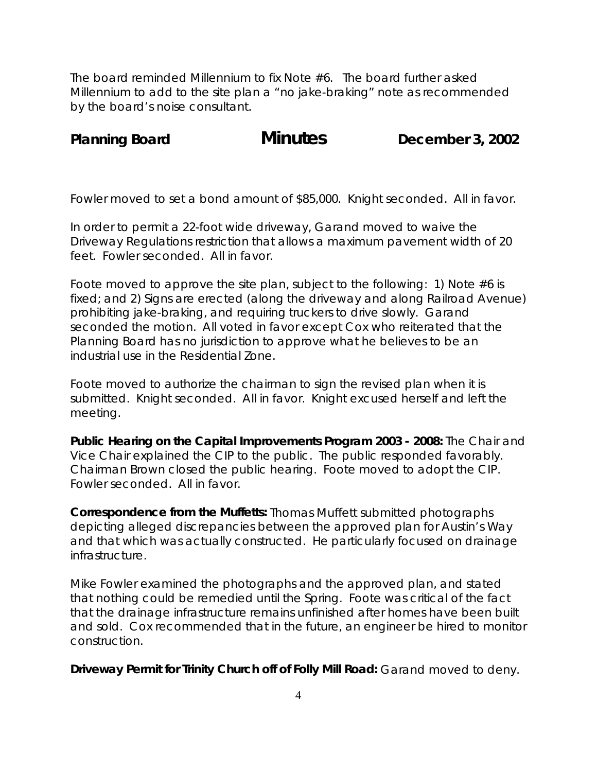The board reminded Millennium to fix Note #6. The board further asked Millennium to add to the site plan a "no jake-braking" note as recommended by the board's noise consultant.

Fowler moved to set a bond amount of $85,000. Knight seconded. All in favor.

In order to permit a 22-foot wide driveway, Garand moved to waive the Driveway Regulations restriction that allows a maximum pavement width of 20 feet. Fowler seconded. All in favor.

Foote moved to approve the site plan, subject to the following: 1) Note #6 is fixed; and 2) Signs are erected (along the driveway and along Railroad Avenue) prohibiting jake-braking, and requiring truckers to drive slowly. Garand seconded the motion. All voted in favor except Cox who reiterated that the Planning Board has no jurisdiction to approve what he believes to be an industrial use in the Residential Zone.

Foote moved to authorize the chairman to sign the revised plan when it is submitted. Knight seconded. All in favor. Knight excused herself and left the meeting.

**Public Hearing on the Capital Improvements Program 2003 - 2008:** The Chair and Vice Chair explained the CIP to the public. The public responded favorably. Chairman Brown closed the public hearing. Foote moved to adopt the CIP. Fowler seconded. All in favor.

**Correspondence from the Muffetts:** Thomas Muffett submitted photographs depicting alleged discrepancies between the approved plan for Austin's Way and that which was actually constructed. He particularly focused on drainage infrastructure.

Mike Fowler examined the photographs and the approved plan, and stated that nothing could be remedied until the Spring. Foote was critical of the fact that the drainage infrastructure remains unfinished after homes have been built and sold. Cox recommended that in the future, an engineer be hired to monitor construction.

**Driveway Permit for Trinity Church off of Folly Mill Road:** Garand moved to deny.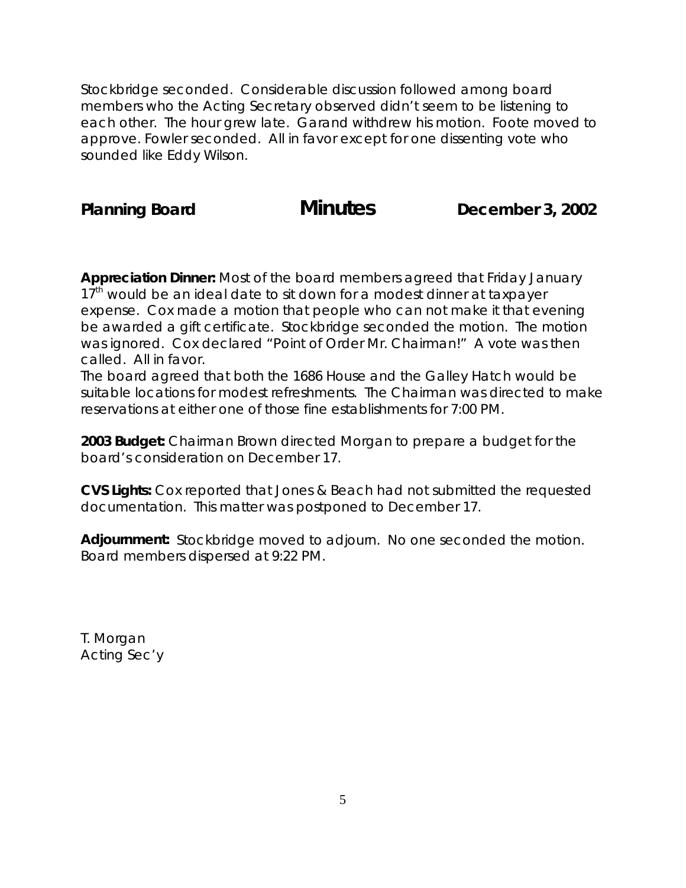Stockbridge seconded. Considerable discussion followed among board members who the Acting Secretary observed didn't seem to be listening to each other. The hour grew late. Garand withdrew his motion. Foote moved to approve. Fowler seconded. All in favor except for one dissenting vote who sounded like Eddy Wilson.

**Planning Board** **Minutes** **December 3, 2002**

**Appreciation Dinner:** Most of the board members agreed that Friday January 17th would be an ideal date to sit down for a modest dinner at taxpayer expense. Cox made a motion that people who can not make it that evening be awarded a gift certificate. Stockbridge seconded the motion. The motion was ignored. Cox declared "Point of Order Mr. Chairman!" A vote was then called. All in favor.
The board agreed that both the 1686 House and the Galley Hatch would be suitable locations for modest refreshments. The Chairman was directed to make reservations at either one of those fine establishments for 7:00 PM.

**2003 Budget:** Chairman Brown directed Morgan to prepare a budget for the board's consideration on December 17.

**CVS Lights:** Cox reported that Jones & Beach had not submitted the requested documentation. This matter was postponed to December 17.

**Adjournment:** Stockbridge moved to adjourn. No one seconded the motion. Board members dispersed at 9:22 PM.

T. Morgan
Acting Sec'y